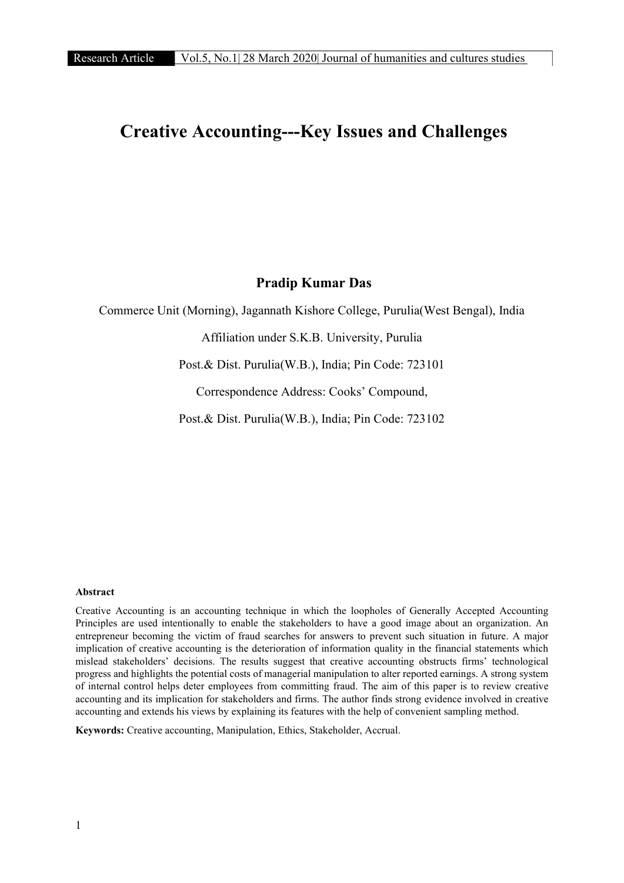# Creative Accounting---Key Issues and Challenges

**Pradip Kumar Das**

Commerce Unit (Morning), Jagannath Kishore College, Purulia(West Bengal), India

Affiliation under S.K.B. University, Purulia

Post.& Dist. Purulia(W.B.), India; Pin Code: 723101

Correspondence Address: Cooks' Compound,

Post.& Dist. Purulia(W.B.), India; Pin Code: 723102

**Abstract**

Creative Accounting is an accounting technique in which the loopholes of Generally Accepted Accounting Principles are used intentionally to enable the stakeholders to have a good image about an organization. An entrepreneur becoming the victim of fraud searches for answers to prevent such situation in future. A major implication of creative accounting is the deterioration of information quality in the financial statements which mislead stakeholders' decisions. The results suggest that creative accounting obstructs firms' technological progress and highlights the potential costs of managerial manipulation to alter reported earnings. A strong system of internal control helps deter employees from committing fraud. The aim of this paper is to review creative accounting and its implication for stakeholders and firms. The author finds strong evidence involved in creative accounting and extends his views by explaining its features with the help of convenient sampling method.

**Keywords:** Creative accounting, Manipulation, Ethics, Stakeholder, Accrual.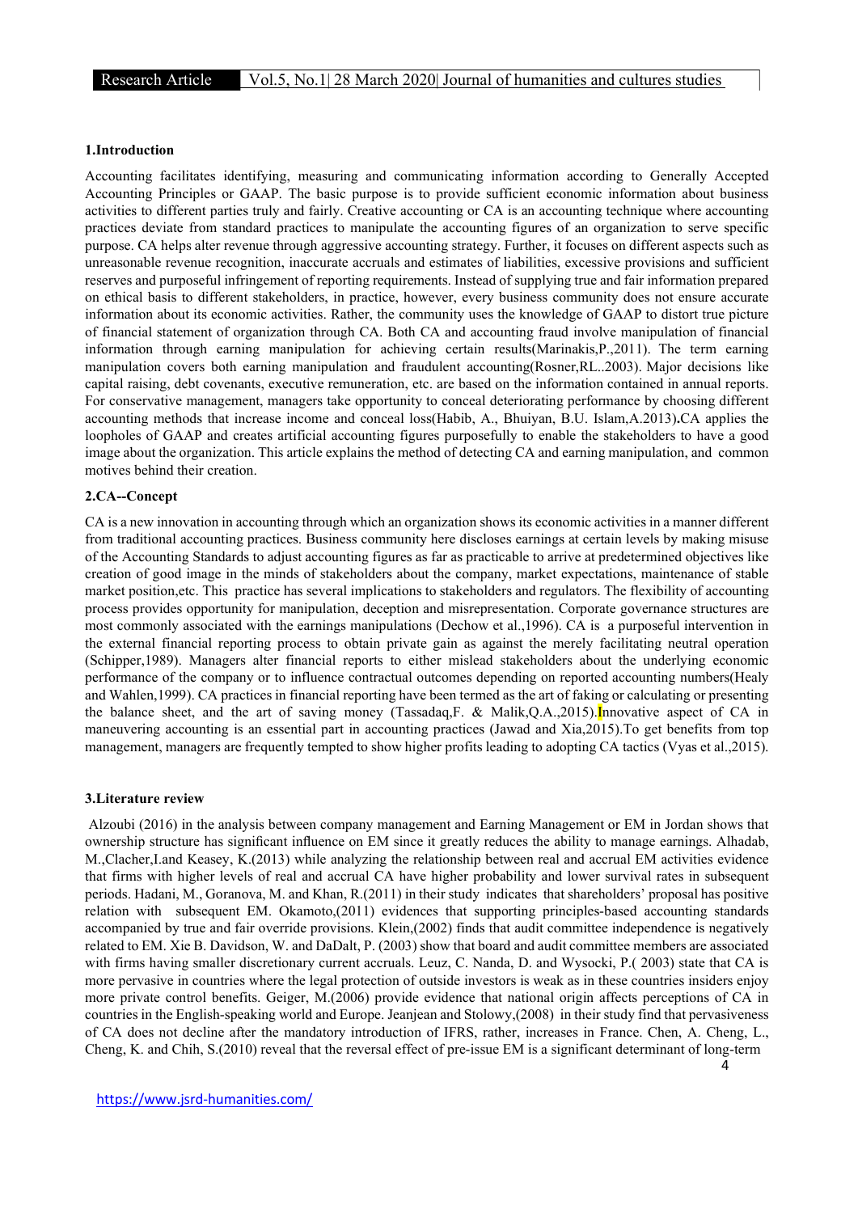## 1.Introduction

Accounting facilitates identifying, measuring and communicating information according to Generally Accepted Accounting Principles or GAAP. The basic purpose is to provide sufficient economic information about business activities to different parties truly and fairly. Creative accounting or CA is an accounting technique where accounting practices deviate from standard practices to manipulate the accounting figures of an organization to serve specific purpose. CA helps alter revenue through aggressive accounting strategy. Further, it focuses on different aspects such as unreasonable revenue recognition, inaccurate accruals and estimates of liabilities, excessive provisions and sufficient reserves and purposeful infringement of reporting requirements. Instead of supplying true and fair information prepared on ethical basis to different stakeholders, in practice, however, every business community does not ensure accurate information about its economic activities. Rather, the community uses the knowledge of GAAP to distort true picture of financial statement of organization through CA. Both CA and accounting fraud involve manipulation of financial information through earning manipulation for achieving certain results(Marinakis,P.,2011). The term earning manipulation covers both earning manipulation and fraudulent accounting(Rosner,RL..2003). Major decisions like capital raising, debt covenants, executive remuneration, etc. are based on the information contained in annual reports. For conservative management, managers take opportunity to conceal deteriorating performance by choosing different accounting methods that increase income and conceal loss(Habib, A., Bhuiyan, B.U. Islam,A.2013)**.**CA applies the loopholes of GAAP and creates artificial accounting figures purposefully to enable the stakeholders to have a good image about the organization. This article explains the method of detecting CA and earning manipulation, and common motives behind their creation.

## 2.CA--Concept

CA is a new innovation in accounting through which an organization shows its economic activities in a manner different from traditional accounting practices. Business community here discloses earnings at certain levels by making misuse of the Accounting Standards to adjust accounting figures as far as practicable to arrive at predetermined objectives like creation of good image in the minds of stakeholders about the company, market expectations, maintenance of stable market position,etc. This practice has several implications to stakeholders and regulators. The flexibility of accounting process provides opportunity for manipulation, deception and misrepresentation. Corporate governance structures are most commonly associated with the earnings manipulations (Dechow et al.,1996). CA is a purposeful intervention in the external financial reporting process to obtain private gain as against the merely facilitating neutral operation (Schipper,1989). Managers alter financial reports to either mislead stakeholders about the underlying economic performance of the company or to influence contractual outcomes depending on reported accounting numbers(Healy and Wahlen,1999). CA practices in financial reporting have been termed as the art of faking or calculating or presenting the balance sheet, and the art of saving money (Tassadaq,F. & Malik,Q.A.,2015).Innovative aspect of CA in maneuvering accounting is an essential part in accounting practices (Jawad and Xia,2015).To get benefits from top management, managers are frequently tempted to show higher profits leading to adopting CA tactics (Vyas et al.,2015).

## 3.Literature review

Alzoubi (2016) in the analysis between company management and Earning Management or EM in Jordan shows that ownership structure has significant influence on EM since it greatly reduces the ability to manage earnings. Alhadab, M.,Clacher,I.and Keasey, K.(2013) while analyzing the relationship between real and accrual EM activities evidence that firms with higher levels of real and accrual CA have higher probability and lower survival rates in subsequent periods. Hadani, M., Goranova, M. and Khan, R.(2011) in their study indicates that shareholders' proposal has positive relation with subsequent EM. Okamoto,(2011) evidences that supporting principles-based accounting standards accompanied by true and fair override provisions. Klein,(2002) finds that audit committee independence is negatively related to EM. Xie B. Davidson, W. and DaDalt, P. (2003) show that board and audit committee members are associated with firms having smaller discretionary current accruals. Leuz, C. Nanda, D. and Wysocki, P.( 2003) state that CA is more pervasive in countries where the legal protection of outside investors is weak as in these countries insiders enjoy more private control benefits. Geiger, M.(2006) provide evidence that national origin affects perceptions of CA in countries in the English-speaking world and Europe. Jeanjean and Stolowy,(2008) in their study find that pervasiveness of CA does not decline after the mandatory introduction of IFRS, rather, increases in France. Chen, A. Cheng, L., Cheng, K. and Chih, S.(2010) reveal that the reversal effect of pre-issue EM is a significant determinant of long-term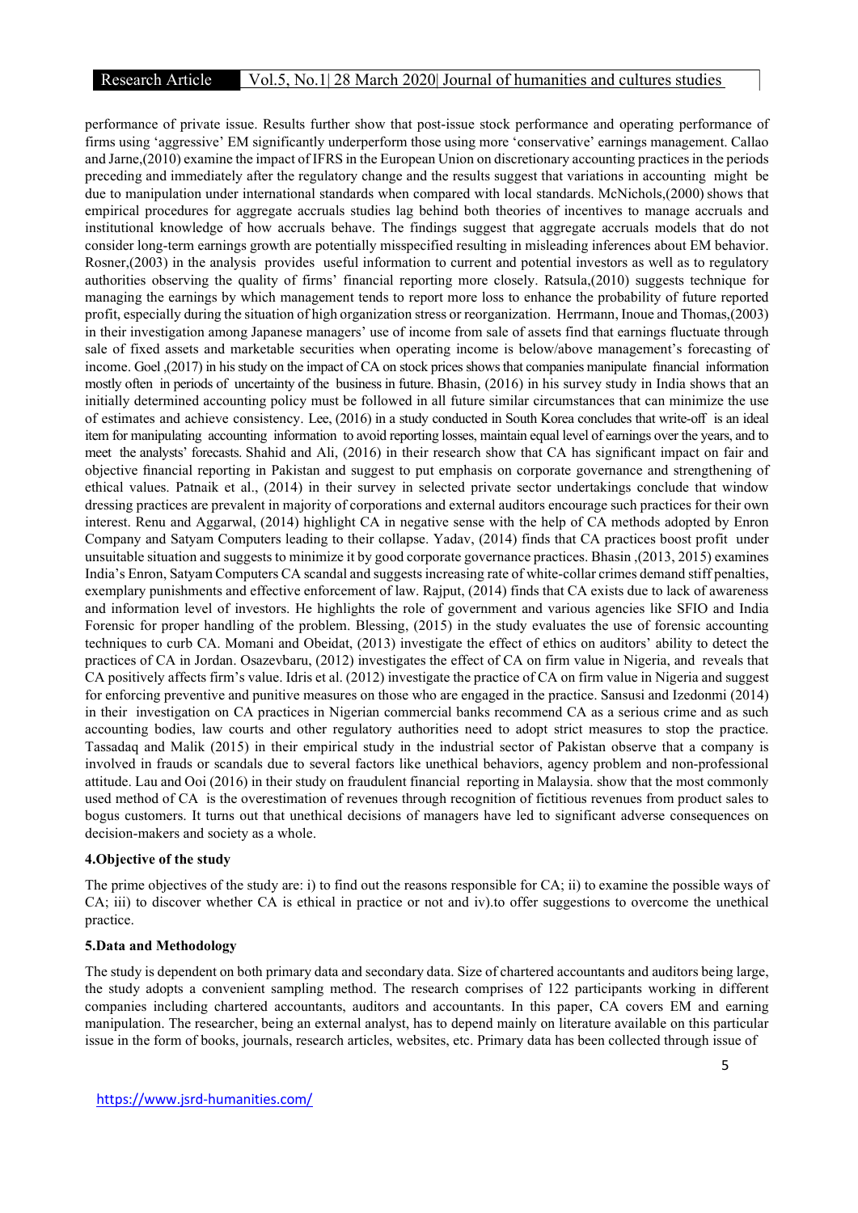performance of private issue. Results further show that post-issue stock performance and operating performance of firms using 'aggressive' EM significantly underperform those using more 'conservative' earnings management. Callao and Jarne,(2010) examine the impact of IFRS in the European Union on discretionary accounting practices in the periods preceding and immediately after the regulatory change and the results suggest that variations in accounting might be due to manipulation under international standards when compared with local standards. McNichols,(2000) shows that empirical procedures for aggregate accruals studies lag behind both theories of incentives to manage accruals and institutional knowledge of how accruals behave. The findings suggest that aggregate accruals models that do not consider long-term earnings growth are potentially misspecified resulting in misleading inferences about EM behavior. Rosner,(2003) in the analysis provides useful information to current and potential investors as well as to regulatory authorities observing the quality of firms' financial reporting more closely. Ratsula,(2010) suggests technique for managing the earnings by which management tends to report more loss to enhance the probability of future reported profit, especially during the situation of high organization stress or reorganization. Herrmann, Inoue and Thomas,(2003) in their investigation among Japanese managers' use of income from sale of assets find that earnings fluctuate through sale of fixed assets and marketable securities when operating income is below/above management's forecasting of income. Goel ,(2017) in his study on the impact of CA on stock prices shows that companies manipulate financial information mostly often in periods of uncertainty of the business in future. Bhasin, (2016) in his survey study in India shows that an initially determined accounting policy must be followed in all future similar circumstances that can minimize the use of estimates and achieve consistency. Lee, (2016) in a study conducted in South Korea concludes that write-off is an ideal item for manipulating accounting information to avoid reporting losses, maintain equal level of earnings over the years, and to meet the analysts' forecasts. Shahid and Ali, (2016) in their research show that CA has significant impact on fair and objective financial reporting in Pakistan and suggest to put emphasis on corporate governance and strengthening of ethical values. Patnaik et al., (2014) in their survey in selected private sector undertakings conclude that window dressing practices are prevalent in majority of corporations and external auditors encourage such practices for their own interest. Renu and Aggarwal, (2014) highlight CA in negative sense with the help of CA methods adopted by Enron Company and Satyam Computers leading to their collapse. Yadav, (2014) finds that CA practices boost profit under unsuitable situation and suggests to minimize it by good corporate governance practices. Bhasin ,(2013, 2015) examines India's Enron, Satyam Computers CA scandal and suggests increasing rate of white-collar crimes demand stiff penalties, exemplary punishments and effective enforcement of law. Rajput, (2014) finds that CA exists due to lack of awareness and information level of investors. He highlights the role of government and various agencies like SFIO and India Forensic for proper handling of the problem. Blessing, (2015) in the study evaluates the use of forensic accounting techniques to curb CA. Momani and Obeidat, (2013) investigate the effect of ethics on auditors' ability to detect the practices of CA in Jordan. Osazevbaru, (2012) investigates the effect of CA on firm value in Nigeria, and reveals that CA positively affects firm's value. Idris et al. (2012) investigate the practice of CA on firm value in Nigeria and suggest for enforcing preventive and punitive measures on those who are engaged in the practice. Sansusi and Izedonmi (2014) in their investigation on CA practices in Nigerian commercial banks recommend CA as a serious crime and as such accounting bodies, law courts and other regulatory authorities need to adopt strict measures to stop the practice. Tassadaq and Malik (2015) in their empirical study in the industrial sector of Pakistan observe that a company is involved in frauds or scandals due to several factors like unethical behaviors, agency problem and non-professional attitude. Lau and Ooi (2016) in their study on fraudulent financial reporting in Malaysia. show that the most commonly used method of CA is the overestimation of revenues through recognition of fictitious revenues from product sales to bogus customers. It turns out that unethical decisions of managers have led to significant adverse consequences on decision-makers and society as a whole.

## 4.Objective of the study

The prime objectives of the study are: i) to find out the reasons responsible for CA; ii) to examine the possible ways of CA; iii) to discover whether CA is ethical in practice or not and iv).to offer suggestions to overcome the unethical practice.

## 5.Data and Methodology

The study is dependent on both primary data and secondary data. Size of chartered accountants and auditors being large, the study adopts a convenient sampling method. The research comprises of 122 participants working in different companies including chartered accountants, auditors and accountants. In this paper, CA covers EM and earning manipulation. The researcher, being an external analyst, has to depend mainly on literature available on this particular issue in the form of books, journals, research articles, websites, etc. Primary data has been collected through issue of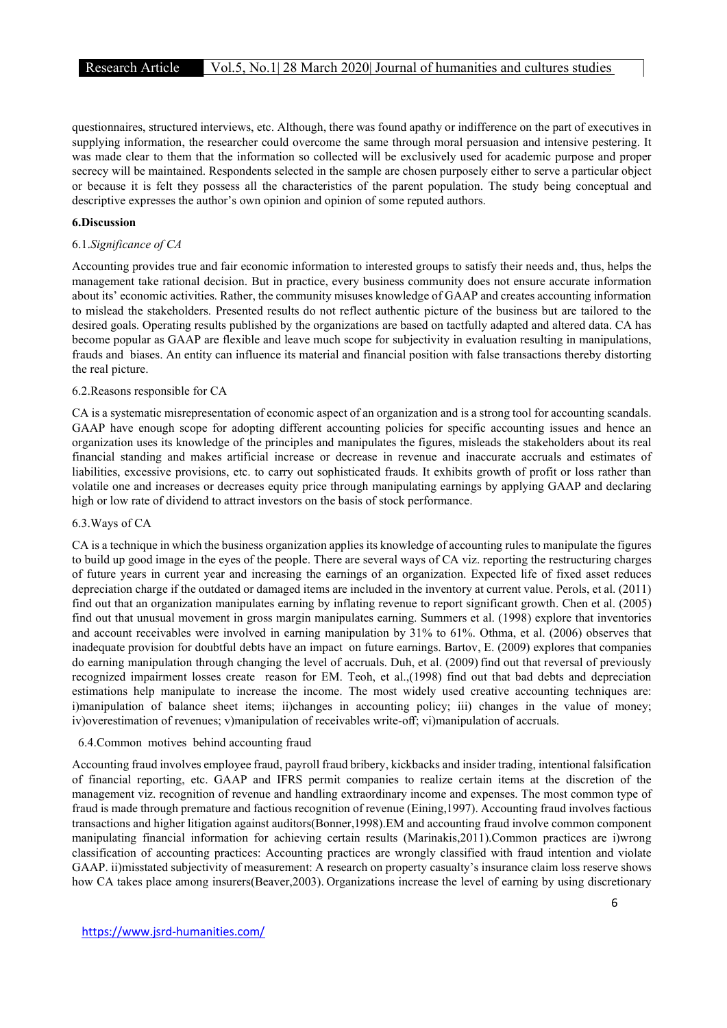questionnaires, structured interviews, etc. Although, there was found apathy or indifference on the part of executives in supplying information, the researcher could overcome the same through moral persuasion and intensive pestering. It was made clear to them that the information so collected will be exclusively used for academic purpose and proper secrecy will be maintained. Respondents selected in the sample are chosen purposely either to serve a particular object or because it is felt they possess all the characteristics of the parent population. The study being conceptual and descriptive expresses the author's own opinion and opinion of some reputed authors.

## 6.Discussion

### 6.1.*Significance of CA*

Accounting provides true and fair economic information to interested groups to satisfy their needs and, thus, helps the management take rational decision. But in practice, every business community does not ensure accurate information about its' economic activities. Rather, the community misuses knowledge of GAAP and creates accounting information to mislead the stakeholders. Presented results do not reflect authentic picture of the business but are tailored to the desired goals. Operating results published by the organizations are based on tactfully adapted and altered data. CA has become popular as GAAP are flexible and leave much scope for subjectivity in evaluation resulting in manipulations, frauds and biases. An entity can influence its material and financial position with false transactions thereby distorting the real picture.

### 6.2.Reasons responsible for CA

CA is a systematic misrepresentation of economic aspect of an organization and is a strong tool for accounting scandals. GAAP have enough scope for adopting different accounting policies for specific accounting issues and hence an organization uses its knowledge of the principles and manipulates the figures, misleads the stakeholders about its real financial standing and makes artificial increase or decrease in revenue and inaccurate accruals and estimates of liabilities, excessive provisions, etc. to carry out sophisticated frauds. It exhibits growth of profit or loss rather than volatile one and increases or decreases equity price through manipulating earnings by applying GAAP and declaring high or low rate of dividend to attract investors on the basis of stock performance.

### 6.3.Ways of CA

CA is a technique in which the business organization applies its knowledge of accounting rules to manipulate the figures to build up good image in the eyes of the people. There are several ways of CA viz. reporting the restructuring charges of future years in current year and increasing the earnings of an organization. Expected life of fixed asset reduces depreciation charge if the outdated or damaged items are included in the inventory at current value. Perols, et al. (2011) find out that an organization manipulates earning by inflating revenue to report significant growth. Chen et al. (2005) find out that unusual movement in gross margin manipulates earning. Summers et al. (1998) explore that inventories and account receivables were involved in earning manipulation by 31% to 61%. Othma, et al. (2006) observes that inadequate provision for doubtful debts have an impact on future earnings. Bartov, E. (2009) explores that companies do earning manipulation through changing the level of accruals. Duh, et al. (2009) find out that reversal of previously recognized impairment losses create reason for EM. Teoh, et al.,(1998) find out that bad debts and depreciation estimations help manipulate to increase the income. The most widely used creative accounting techniques are: i)manipulation of balance sheet items; ii)changes in accounting policy; iii) changes in the value of money; iv)overestimation of revenues; v)manipulation of receivables write-off; vi)manipulation of accruals.

### 6.4.Common motives behind accounting fraud

Accounting fraud involves employee fraud, payroll fraud bribery, kickbacks and insider trading, intentional falsification of financial reporting, etc. GAAP and IFRS permit companies to realize certain items at the discretion of the management viz. recognition of revenue and handling extraordinary income and expenses. The most common type of fraud is made through premature and factious recognition of revenue (Eining,1997). Accounting fraud involves factious transactions and higher litigation against auditors(Bonner,1998).EM and accounting fraud involve common component manipulating financial information for achieving certain results (Marinakis,2011).Common practices are i)wrong classification of accounting practices: Accounting practices are wrongly classified with fraud intention and violate GAAP. ii)misstated subjectivity of measurement: A research on property casualty's insurance claim loss reserve shows how CA takes place among insurers(Beaver,2003). Organizations increase the level of earning by using discretionary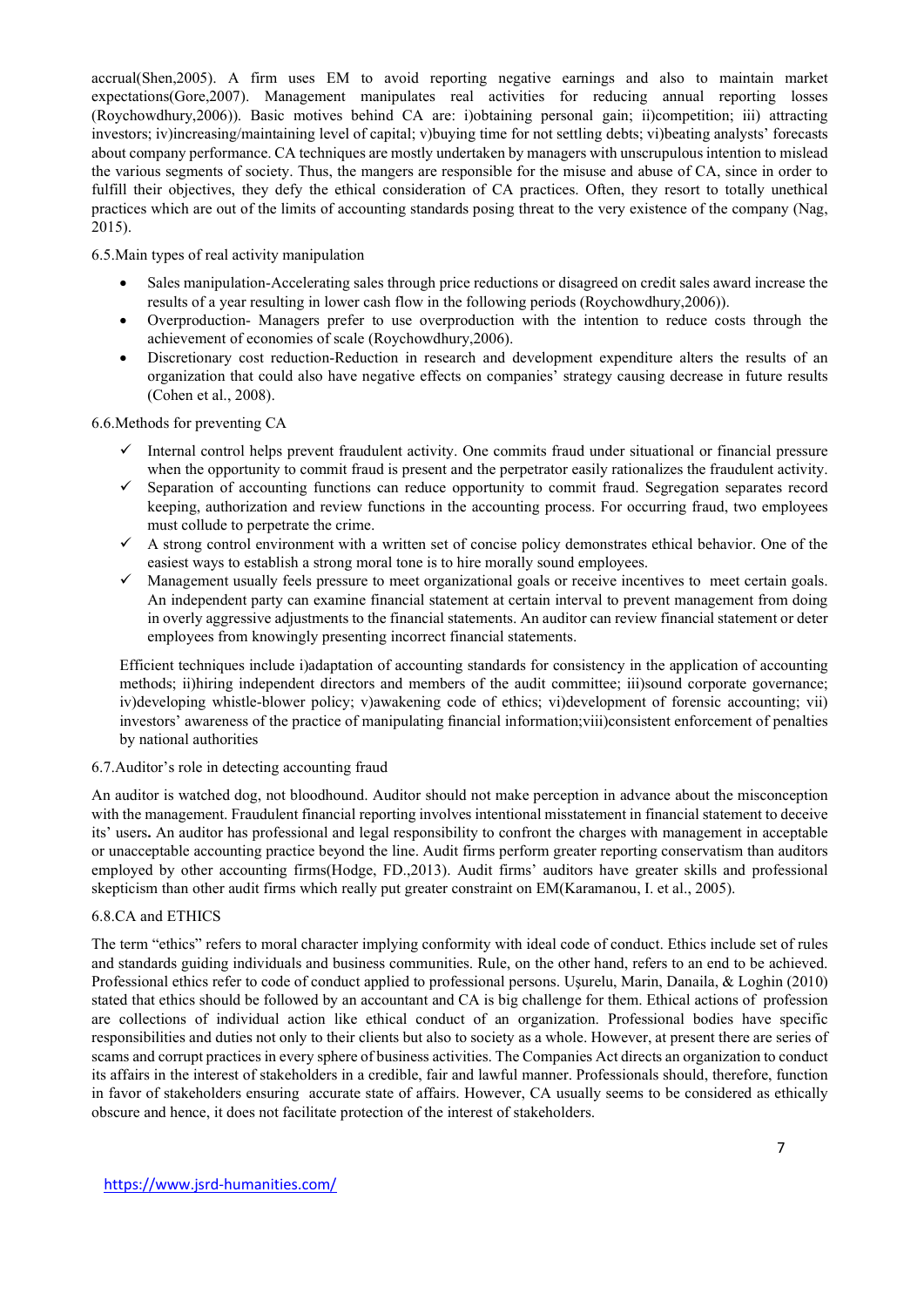accrual(Shen,2005). A firm uses EM to avoid reporting negative earnings and also to maintain market expectations(Gore,2007). Management manipulates real activities for reducing annual reporting losses (Roychowdhury,2006)). Basic motives behind CA are: i)obtaining personal gain; ii)competition; iii) attracting investors; iv)increasing/maintaining level of capital; v)buying time for not settling debts; vi)beating analysts' forecasts about company performance. CA techniques are mostly undertaken by managers with unscrupulous intention to mislead the various segments of society. Thus, the mangers are responsible for the misuse and abuse of CA, since in order to fulfill their objectives, they defy the ethical consideration of CA practices. Often, they resort to totally unethical practices which are out of the limits of accounting standards posing threat to the very existence of the company (Nag, 2015).

6.5.Main types of real activity manipulation

- Sales manipulation-Accelerating sales through price reductions or disagreed on credit sales award increase the results of a year resulting in lower cash flow in the following periods (Roychowdhury,2006)).
- Overproduction- Managers prefer to use overproduction with the intention to reduce costs through the achievement of economies of scale (Roychowdhury,2006).
- Discretionary cost reduction-Reduction in research and development expenditure alters the results of an organization that could also have negative effects on companies' strategy causing decrease in future results (Cohen et al., 2008).

6.6.Methods for preventing CA

- ✓ Internal control helps prevent fraudulent activity. One commits fraud under situational or financial pressure when the opportunity to commit fraud is present and the perpetrator easily rationalizes the fraudulent activity.
- ✓ Separation of accounting functions can reduce opportunity to commit fraud. Segregation separates record keeping, authorization and review functions in the accounting process. For occurring fraud, two employees must collude to perpetrate the crime.
- ✓ A strong control environment with a written set of concise policy demonstrates ethical behavior. One of the easiest ways to establish a strong moral tone is to hire morally sound employees.
- ✓ Management usually feels pressure to meet organizational goals or receive incentives to meet certain goals. An independent party can examine financial statement at certain interval to prevent management from doing in overly aggressive adjustments to the financial statements. An auditor can review financial statement or deter employees from knowingly presenting incorrect financial statements.

Efficient techniques include i)adaptation of accounting standards for consistency in the application of accounting methods; ii)hiring independent directors and members of the audit committee; iii)sound corporate governance; iv)developing whistle-blower policy; v)awakening code of ethics; vi)development of forensic accounting; vii) investors' awareness of the practice of manipulating financial information;viii)consistent enforcement of penalties by national authorities

6.7.Auditor's role in detecting accounting fraud

An auditor is watched dog, not bloodhound. Auditor should not make perception in advance about the misconception with the management. Fraudulent financial reporting involves intentional misstatement in financial statement to deceive its' users**.** An auditor has professional and legal responsibility to confront the charges with management in acceptable or unacceptable accounting practice beyond the line. Audit firms perform greater reporting conservatism than auditors employed by other accounting firms(Hodge, FD.,2013). Audit firms' auditors have greater skills and professional skepticism than other audit firms which really put greater constraint on EM(Karamanou, I. et al., 2005).

6.8.CA and ETHICS

The term "ethics" refers to moral character implying conformity with ideal code of conduct. Ethics include set of rules and standards guiding individuals and business communities. Rule, on the other hand, refers to an end to be achieved. Professional ethics refer to code of conduct applied to professional persons. Uşurelu, Marin, Danaila, & Loghin (2010) stated that ethics should be followed by an accountant and CA is big challenge for them. Ethical actions of profession are collections of individual action like ethical conduct of an organization. Professional bodies have specific responsibilities and duties not only to their clients but also to society as a whole. However, at present there are series of scams and corrupt practices in every sphere of business activities. The Companies Act directs an organization to conduct its affairs in the interest of stakeholders in a credible, fair and lawful manner. Professionals should, therefore, function in favor of stakeholders ensuring accurate state of affairs. However, CA usually seems to be considered as ethically obscure and hence, it does not facilitate protection of the interest of stakeholders.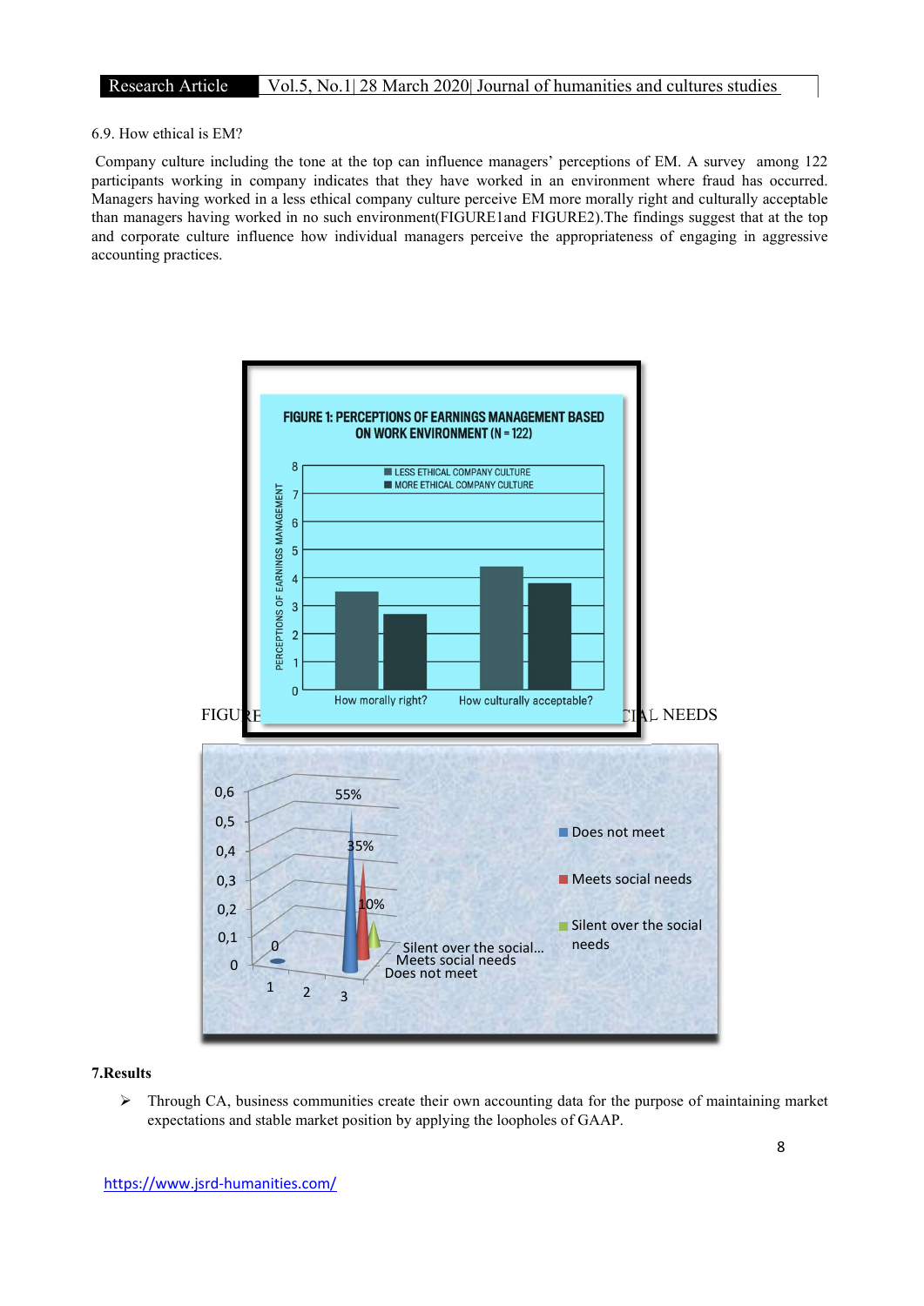6.9. How ethical is EM?

Company culture including the tone at the top can influence managers' perceptions of EM. A survey among 122 participants working in company indicates that they have worked in an environment where fraud has occurred. Managers having worked in a less ethical company culture perceive EM more morally right and culturally acceptable than managers having worked in no such environment(FIGURE1and FIGURE2).The findings suggest that at the top and corporate culture influence how individual managers perceive the appropriateness of engaging in aggressive accounting practices.

FIGURE 1: PERCEPTIONS OF EARNINGS MANAGEMENT BASED ON WORK ENVIRONMENT (N = 122)

FIGU...E ...CIAL NEEDS

## 7.Results

- Through CA, business communities create their own accounting data for the purpose of maintaining market expectations and stable market position by applying the loopholes of GAAP.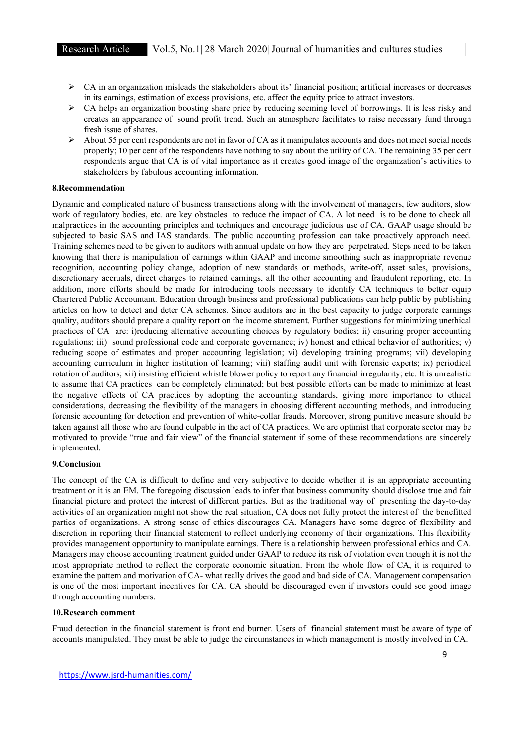- CA in an organization misleads the stakeholders about its' financial position; artificial increases or decreases in its earnings, estimation of excess provisions, etc. affect the equity price to attract investors.
- CA helps an organization boosting share price by reducing seeming level of borrowings. It is less risky and creates an appearance of sound profit trend. Such an atmosphere facilitates to raise necessary fund through fresh issue of shares.
- About 55 per cent respondents are not in favor of CA as it manipulates accounts and does not meet social needs properly; 10 per cent of the respondents have nothing to say about the utility of CA. The remaining 35 per cent respondents argue that CA is of vital importance as it creates good image of the organization's activities to stakeholders by fabulous accounting information.

### 8.Recommendation

Dynamic and complicated nature of business transactions along with the involvement of managers, few auditors, slow work of regulatory bodies, etc. are key obstacles to reduce the impact of CA. A lot need is to be done to check all malpractices in the accounting principles and techniques and encourage judicious use of CA. GAAP usage should be subjected to basic SAS and IAS standards. The public accounting profession can take proactively approach need. Training schemes need to be given to auditors with annual update on how they are perpetrated. Steps need to be taken knowing that there is manipulation of earnings within GAAP and income smoothing such as inappropriate revenue recognition, accounting policy change, adoption of new standards or methods, write-off, asset sales, provisions, discretionary accruals, direct charges to retained earnings, all the other accounting and fraudulent reporting, etc. In addition, more efforts should be made for introducing tools necessary to identify CA techniques to better equip Chartered Public Accountant. Education through business and professional publications can help public by publishing articles on how to detect and deter CA schemes. Since auditors are in the best capacity to judge corporate earnings quality, auditors should prepare a quality report on the income statement. Further suggestions for minimizing unethical practices of CA are: i)reducing alternative accounting choices by regulatory bodies; ii) ensuring proper accounting regulations; iii) sound professional code and corporate governance; iv) honest and ethical behavior of authorities; v) reducing scope of estimates and proper accounting legislation; vi) developing training programs; vii) developing accounting curriculum in higher institution of learning; viii) staffing audit unit with forensic experts; ix) periodical rotation of auditors; xii) insisting efficient whistle blower policy to report any financial irregularity; etc. It is unrealistic to assume that CA practices can be completely eliminated; but best possible efforts can be made to minimize at least the negative effects of CA practices by adopting the accounting standards, giving more importance to ethical considerations, decreasing the flexibility of the managers in choosing different accounting methods, and introducing forensic accounting for detection and prevention of white-collar frauds. Moreover, strong punitive measure should be taken against all those who are found culpable in the act of CA practices. We are optimist that corporate sector may be motivated to provide "true and fair view" of the financial statement if some of these recommendations are sincerely implemented.

### 9.Conclusion

The concept of the CA is difficult to define and very subjective to decide whether it is an appropriate accounting treatment or it is an EM. The foregoing discussion leads to infer that business community should disclose true and fair financial picture and protect the interest of different parties. But as the traditional way of presenting the day-to-day activities of an organization might not show the real situation, CA does not fully protect the interest of the benefitted parties of organizations. A strong sense of ethics discourages CA. Managers have some degree of flexibility and discretion in reporting their financial statement to reflect underlying economy of their organizations. This flexibility provides management opportunity to manipulate earnings. There is a relationship between professional ethics and CA. Managers may choose accounting treatment guided under GAAP to reduce its risk of violation even though it is not the most appropriate method to reflect the corporate economic situation. From the whole flow of CA, it is required to examine the pattern and motivation of CA- what really drives the good and bad side of CA. Management compensation is one of the most important incentives for CA. CA should be discouraged even if investors could see good image through accounting numbers.

### 10.Research comment

Fraud detection in the financial statement is front end burner. Users of financial statement must be aware of type of accounts manipulated. They must be able to judge the circumstances in which management is mostly involved in CA.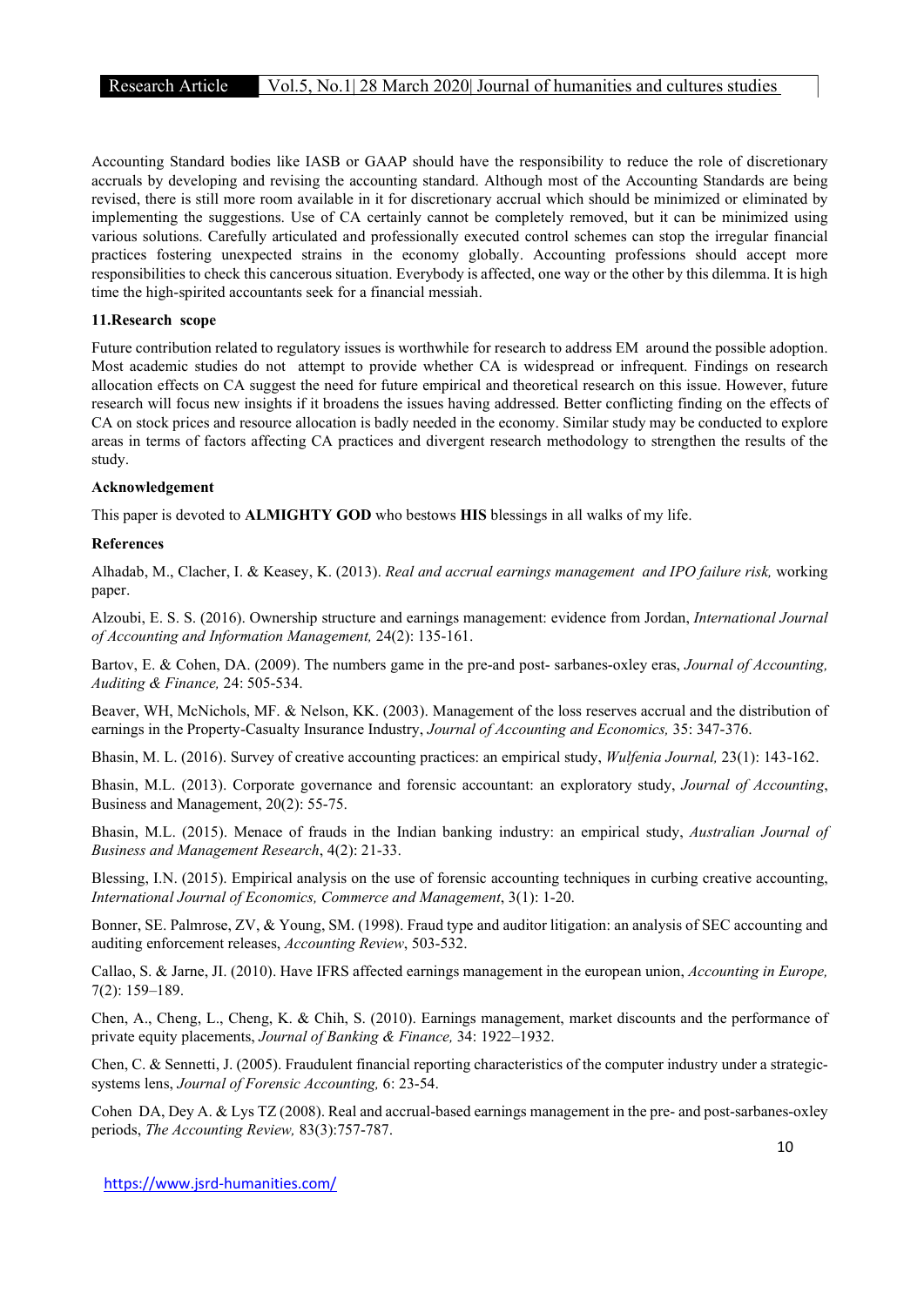Accounting Standard bodies like IASB or GAAP should have the responsibility to reduce the role of discretionary accruals by developing and revising the accounting standard. Although most of the Accounting Standards are being revised, there is still more room available in it for discretionary accrual which should be minimized or eliminated by implementing the suggestions. Use of CA certainly cannot be completely removed, but it can be minimized using various solutions. Carefully articulated and professionally executed control schemes can stop the irregular financial practices fostering unexpected strains in the economy globally. Accounting professions should accept more responsibilities to check this cancerous situation. Everybody is affected, one way or the other by this dilemma. It is high time the high-spirited accountants seek for a financial messiah.

**11.Research scope**

Future contribution related to regulatory issues is worthwhile for research to address EM around the possible adoption. Most academic studies do not attempt to provide whether CA is widespread or infrequent. Findings on research allocation effects on CA suggest the need for future empirical and theoretical research on this issue. However, future research will focus new insights if it broadens the issues having addressed. Better conflicting finding on the effects of CA on stock prices and resource allocation is badly needed in the economy. Similar study may be conducted to explore areas in terms of factors affecting CA practices and divergent research methodology to strengthen the results of the study.

**Acknowledgement**

This paper is devoted to **ALMIGHTY GOD** who bestows **HIS** blessings in all walks of my life.

**References**

Alhadab, M., Clacher, I. & Keasey, K. (2013). *Real and accrual earnings management and IPO failure risk,* working paper.

Alzoubi, E. S. S. (2016). Ownership structure and earnings management: evidence from Jordan, *International Journal of Accounting and Information Management,* 24(2): 135-161.

Bartov, E. & Cohen, DA. (2009). The numbers game in the pre-and post- sarbanes-oxley eras, *Journal of Accounting, Auditing & Finance,* 24: 505-534.

Beaver, WH, McNichols, MF. & Nelson, KK. (2003). Management of the loss reserves accrual and the distribution of earnings in the Property-Casualty Insurance Industry, *Journal of Accounting and Economics,* 35: 347-376.

Bhasin, M. L. (2016). Survey of creative accounting practices: an empirical study, *Wulfenia Journal,* 23(1): 143-162.

Bhasin, M.L. (2013). Corporate governance and forensic accountant: an exploratory study, *Journal of Accounting*, Business and Management, 20(2): 55-75.

Bhasin, M.L. (2015). Menace of frauds in the Indian banking industry: an empirical study, *Australian Journal of Business and Management Research*, 4(2): 21-33.

Blessing, I.N. (2015). Empirical analysis on the use of forensic accounting techniques in curbing creative accounting, *International Journal of Economics, Commerce and Management*, 3(1): 1-20.

Bonner, SE. Palmrose, ZV, & Young, SM. (1998). Fraud type and auditor litigation: an analysis of SEC accounting and auditing enforcement releases, *Accounting Review*, 503-532.

Callao, S. & Jarne, JI. (2010). Have IFRS affected earnings management in the european union, *Accounting in Europe,* 7(2): 159–189.

Chen, A., Cheng, L., Cheng, K. & Chih, S. (2010). Earnings management, market discounts and the performance of private equity placements, *Journal of Banking & Finance,* 34: 1922–1932.

Chen, C. & Sennetti, J. (2005). Fraudulent financial reporting characteristics of the computer industry under a strategic-systems lens, *Journal of Forensic Accounting,* 6: 23-54.

Cohen DA, Dey A. & Lys TZ (2008). Real and accrual-based earnings management in the pre- and post-sarbanes-oxley periods, *The Accounting Review,* 83(3):757-787.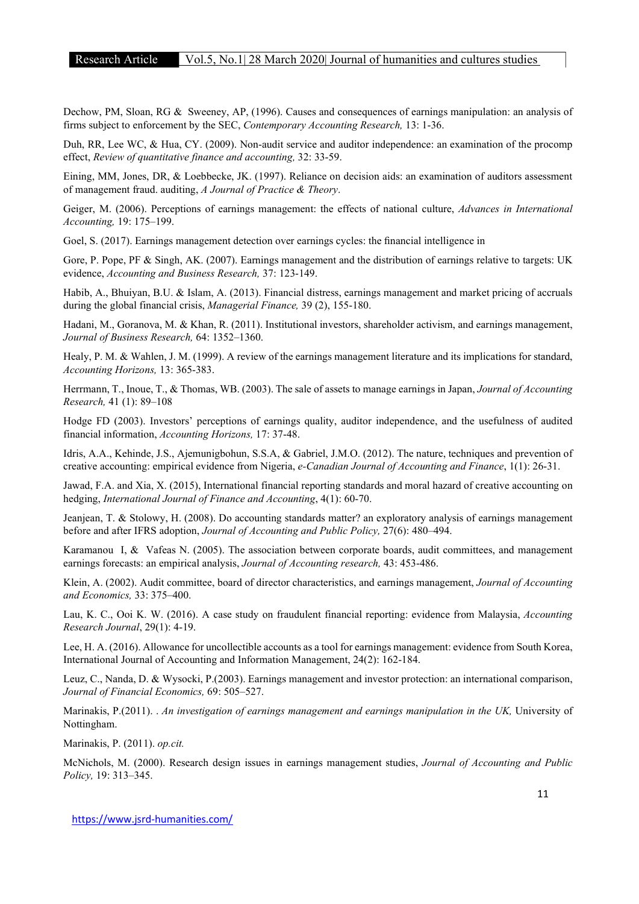Dechow, PM, Sloan, RG & Sweeney, AP, (1996). Causes and consequences of earnings manipulation: an analysis of firms subject to enforcement by the SEC, *Contemporary Accounting Research,* 13: 1-36.

Duh, RR, Lee WC, & Hua, CY. (2009). Non-audit service and auditor independence: an examination of the procomp effect, *Review of quantitative finance and accounting,* 32: 33-59.

Eining, MM, Jones, DR, & Loebbecke, JK. (1997). Reliance on decision aids: an examination of auditors assessment of management fraud. auditing, *A Journal of Practice & Theory*.

Geiger, M. (2006). Perceptions of earnings management: the effects of national culture, *Advances in International Accounting,* 19: 175–199.

Goel, S. (2017). Earnings management detection over earnings cycles: the financial intelligence in

Gore, P. Pope, PF & Singh, AK. (2007). Earnings management and the distribution of earnings relative to targets: UK evidence, *Accounting and Business Research,* 37: 123-149.

Habib, A., Bhuiyan, B.U. & Islam, A. (2013). Financial distress, earnings management and market pricing of accruals during the global financial crisis, *Managerial Finance,* 39 (2), 155-180.

Hadani, M., Goranova, M. & Khan, R. (2011). Institutional investors, shareholder activism, and earnings management, *Journal of Business Research,* 64: 1352–1360.

Healy, P. M. & Wahlen, J. M. (1999). A review of the earnings management literature and its implications for standard, *Accounting Horizons,* 13: 365-383.

Herrmann, T., Inoue, T., & Thomas, WB. (2003). The sale of assets to manage earnings in Japan, *Journal of Accounting Research,* 41 (1): 89–108

Hodge FD (2003). Investors' perceptions of earnings quality, auditor independence, and the usefulness of audited financial information, *Accounting Horizons,* 17: 37-48.

Idris, A.A., Kehinde, J.S., Ajemunigbohun, S.S.A, & Gabriel, J.M.O. (2012). The nature, techniques and prevention of creative accounting: empirical evidence from Nigeria, *e-Canadian Journal of Accounting and Finance*, 1(1): 26-31.

Jawad, F.A. and Xia, X. (2015), International financial reporting standards and moral hazard of creative accounting on hedging, *International Journal of Finance and Accounting*, 4(1): 60-70.

Jeanjean, T. & Stolowy, H. (2008). Do accounting standards matter? an exploratory analysis of earnings management before and after IFRS adoption, *Journal of Accounting and Public Policy,* 27(6): 480–494.

Karamanou I, & Vafeas N. (2005). The association between corporate boards, audit committees, and management earnings forecasts: an empirical analysis, *Journal of Accounting research,* 43: 453-486.

Klein, A. (2002). Audit committee, board of director characteristics, and earnings management, *Journal of Accounting and Economics,* 33: 375–400.

Lau, K. C., Ooi K. W. (2016). A case study on fraudulent financial reporting: evidence from Malaysia, *Accounting Research Journal*, 29(1): 4-19.

Lee, H. A. (2016). Allowance for uncollectible accounts as a tool for earnings management: evidence from South Korea, International Journal of Accounting and Information Management, 24(2): 162-184.

Leuz, C., Nanda, D. & Wysocki, P.(2003). Earnings management and investor protection: an international comparison, *Journal of Financial Economics,* 69: 505–527.

Marinakis, P.(2011). . *An investigation of earnings management and earnings manipulation in the UK,* University of Nottingham.

Marinakis, P. (2011). *op.cit.*

McNichols, M. (2000). Research design issues in earnings management studies, *Journal of Accounting and Public Policy,* 19: 313–345.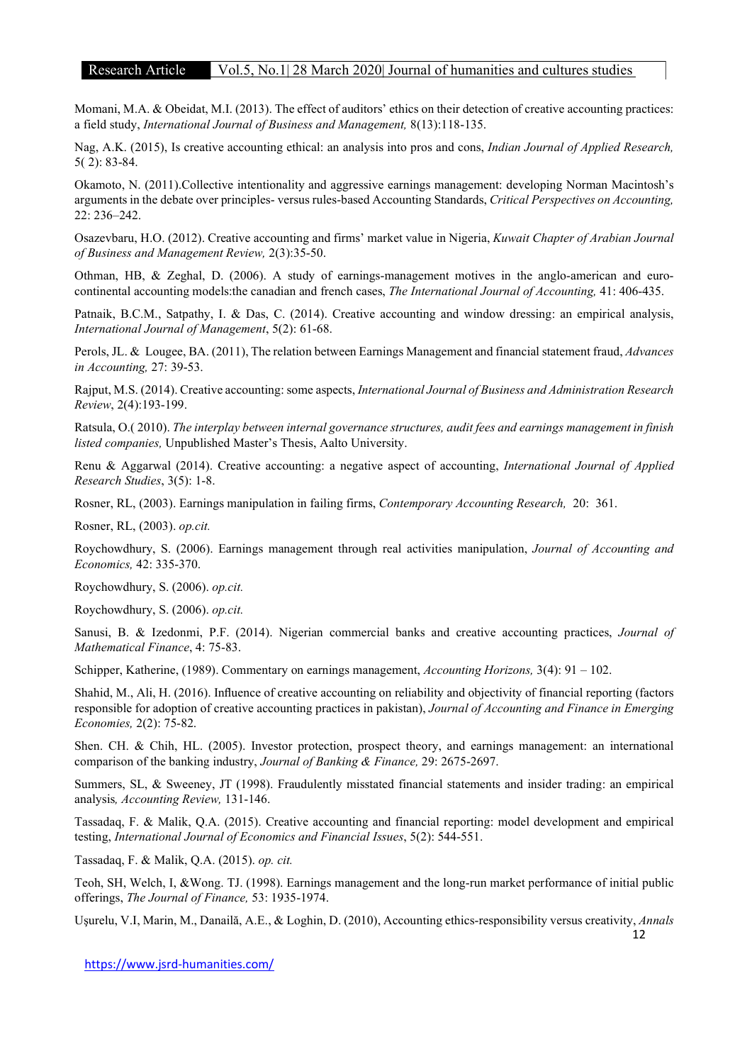Momani, M.A. & Obeidat, M.I. (2013). The effect of auditors' ethics on their detection of creative accounting practices: a field study, *International Journal of Business and Management,* 8(13):118-135.

Nag, A.K. (2015), Is creative accounting ethical: an analysis into pros and cons, *Indian Journal of Applied Research,* 5( 2): 83-84.

Okamoto, N. (2011).Collective intentionality and aggressive earnings management: developing Norman Macintosh's arguments in the debate over principles- versus rules-based Accounting Standards, *Critical Perspectives on Accounting,* 22: 236–242.

Osazevbaru, H.O. (2012). Creative accounting and firms' market value in Nigeria, *Kuwait Chapter of Arabian Journal of Business and Management Review,* 2(3):35-50.

Othman, HB, & Zeghal, D. (2006). A study of earnings-management motives in the anglo-american and euro-continental accounting models:the canadian and french cases, *The International Journal of Accounting,* 41: 406-435.

Patnaik, B.C.M., Satpathy, I. & Das, C. (2014). Creative accounting and window dressing: an empirical analysis, *International Journal of Management*, 5(2): 61-68.

Perols, JL. & Lougee, BA. (2011), The relation between Earnings Management and financial statement fraud, *Advances in Accounting,* 27: 39-53.

Rajput, M.S. (2014). Creative accounting: some aspects, *International Journal of Business and Administration Research Review*, 2(4):193-199.

Ratsula, O.( 2010). *The interplay between internal governance structures, audit fees and earnings management in finish listed companies,* Unpublished Master's Thesis, Aalto University.

Renu & Aggarwal (2014). Creative accounting: a negative aspect of accounting, *International Journal of Applied Research Studies*, 3(5): 1-8.

Rosner, RL, (2003). Earnings manipulation in failing firms, *Contemporary Accounting Research,* 20: 361.

Rosner, RL, (2003). *op.cit.*

Roychowdhury, S. (2006). Earnings management through real activities manipulation, *Journal of Accounting and Economics,* 42: 335-370.

Roychowdhury, S. (2006). *op.cit.*

Roychowdhury, S. (2006). *op.cit.*

Sanusi, B. & Izedonmi, P.F. (2014). Nigerian commercial banks and creative accounting practices, *Journal of Mathematical Finance*, 4: 75-83.

Schipper, Katherine, (1989). Commentary on earnings management, *Accounting Horizons,* 3(4): 91 – 102.

Shahid, M., Ali, H. (2016). Influence of creative accounting on reliability and objectivity of financial reporting (factors responsible for adoption of creative accounting practices in pakistan), *Journal of Accounting and Finance in Emerging Economies,* 2(2): 75-82.

Shen. CH. & Chih, HL. (2005). Investor protection, prospect theory, and earnings management: an international comparison of the banking industry, *Journal of Banking & Finance,* 29: 2675-2697.

Summers, SL, & Sweeney, JT (1998). Fraudulently misstated financial statements and insider trading: an empirical analysis*, Accounting Review,* 131-146.

Tassadaq, F. & Malik, Q.A. (2015). Creative accounting and financial reporting: model development and empirical testing, *International Journal of Economics and Financial Issues*, 5(2): 544-551.

Tassadaq, F. & Malik, Q.A. (2015). *op. cit.*

Teoh, SH, Welch, I, &Wong. TJ. (1998). Earnings management and the long-run market performance of initial public offerings, *The Journal of Finance,* 53: 1935-1974.

Ușurelu, V.I, Marin, M., Danailă, A.E., & Loghin, D. (2010), Accounting ethics-responsibility versus creativity, *Annals*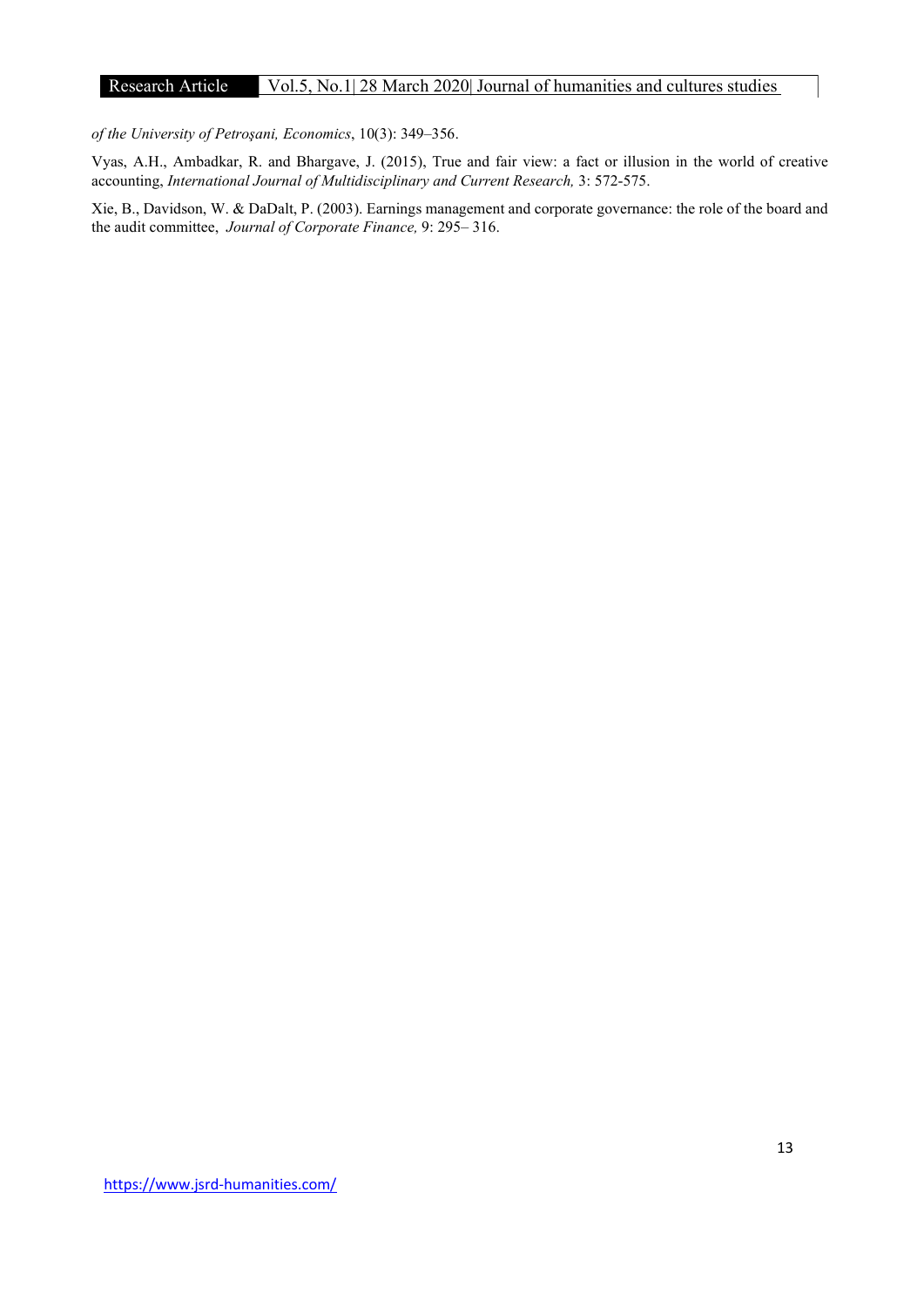*of the University of Petroşani, Economics*, 10(3): 349–356.

Vyas, A.H., Ambadkar, R. and Bhargave, J. (2015), True and fair view: a fact or illusion in the world of creative accounting, *International Journal of Multidisciplinary and Current Research,* 3: 572-575.

Xie, B., Davidson, W. & DaDalt, P. (2003). Earnings management and corporate governance: the role of the board and the audit committee, *Journal of Corporate Finance,* 9: 295– 316.